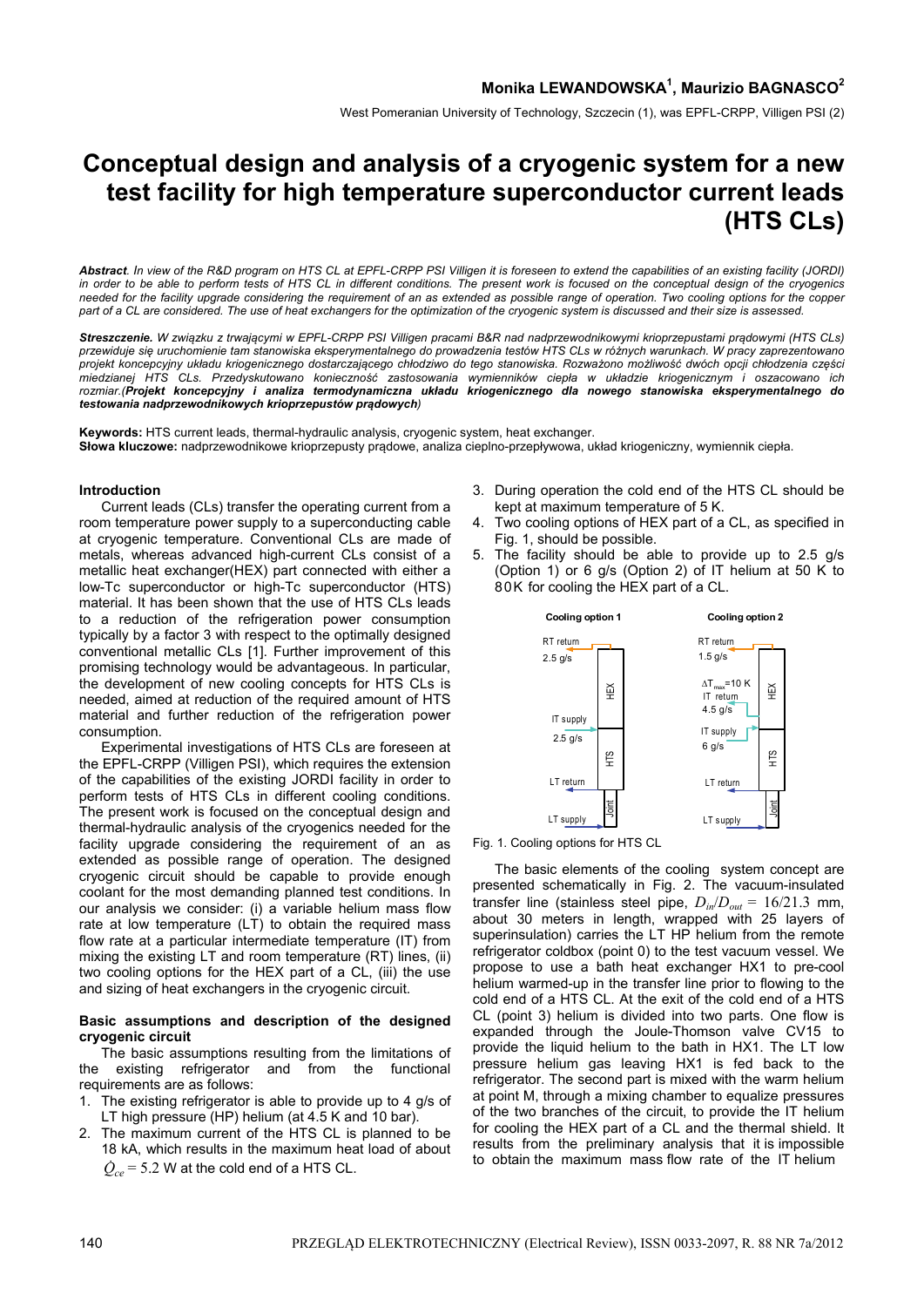**Monika LEWANDOWSKA[1], Maurizio BAGNASCO[2]**

West Pomeranian University of Technology, Szczecin (1), was EPFL-CRPP, Villigen PSI (2)

# Conceptual design and analysis of a cryogenic system for a new test facility for high temperature superconductor current leads (HTS CLs)

***Abstract**. In view of the R&D program on HTS CL at EPFL-CRPP PSI Villigen it is foreseen to extend the capabilities of an existing facility (JORDI) in order to be able to perform tests of HTS CL in different conditions. The present work is focused on the conceptual design of the cryogenics needed for the facility upgrade considering the requirement of an as extended as possible range of operation. Two cooling options for the copper part of a CL are considered. The use of heat exchangers for the optimization of the cryogenic system is discussed and their size is assessed.*

***Streszczenie.** W związku z trwającymi w EPFL-CRPP PSI Villigen pracami B&R nad nadprzewodnikowymi krioprzepustami prądowymi (HTS CLs) przewiduje się uruchomienie tam stanowiska eksperymentalnego do prowadzenia testów HTS CLs w różnych warunkach. W pracy zaprezentowano projekt koncepcyjny układu kriogenicznego dostarczającego chłodziwo do tego stanowiska. Rozważono możliwość dwóch opcji chłodzenia części miedzianej HTS CLs. Przedyskutowano konieczność zastosowania wymienników ciepła w układzie kriogenicznym i oszacowano ich rozmiar.(**Projekt koncepcyjny i analiza termodynamiczna układu kriogenicznego dla nowego stanowiska eksperymentalnego do testowania nadprzewodnikowych krioprzepustów prądowych**)*

**Keywords:** HTS current leads, thermal-hydraulic analysis, cryogenic system, heat exchanger.
**Słowa kluczowe:** nadprzewodnikowe krioprzepusty prądowe, analiza cieplno-przepływowa, układ kriogeniczny, wymiennik ciepła.

## Introduction

Current leads (CLs) transfer the operating current from a room temperature power supply to a superconducting cable at cryogenic temperature. Conventional CLs are made of metals, whereas advanced high-current CLs consist of a metallic heat exchanger(HEX) part connected with either a low-Tc superconductor or high-Tc superconductor (HTS) material. It has been shown that the use of HTS CLs leads to a reduction of the refrigeration power consumption typically by a factor 3 with respect to the optimally designed conventional metallic CLs [1]. Further improvement of this promising technology would be advantageous. In particular, the development of new cooling concepts for HTS CLs is needed, aimed at reduction of the required amount of HTS material and further reduction of the refrigeration power consumption.

Experimental investigations of HTS CLs are foreseen at the EPFL-CRPP (Villigen PSI), which requires the extension of the capabilities of the existing JORDI facility in order to perform tests of HTS CLs in different cooling conditions. The present work is focused on the conceptual design and thermal-hydraulic analysis of the cryogenics needed for the facility upgrade considering the requirement of an as extended as possible range of operation. The designed cryogenic circuit should be capable to provide enough coolant for the most demanding planned test conditions. In our analysis we consider: (i) a variable helium mass flow rate at low temperature (LT) to obtain the required mass flow rate at a particular intermediate temperature (IT) from mixing the existing LT and room temperature (RT) lines, (ii) two cooling options for the HEX part of a CL, (iii) the use and sizing of heat exchangers in the cryogenic circuit.

## Basic assumptions and description of the designed cryogenic circuit

The basic assumptions resulting from the limitations of the existing refrigerator and from the functional requirements are as follows:

1. The existing refrigerator is able to provide up to 4 g/s of LT high pressure (HP) helium (at 4.5 K and 10 bar).
2. The maximum current of the HTS CL is planned to be 18 kA, which results in the maximum heat load of about $\dot{Q}_{ce}$ = 5.2 W at the cold end of a HTS CL.
3. During operation the cold end of the HTS CL should be kept at maximum temperature of 5 K.
4. Two cooling options of HEX part of a CL, as specified in Fig. 1, should be possible.
5. The facility should be able to provide up to 2.5 g/s (Option 1) or 6 g/s (Option 2) of IT helium at 50 K to 80K for cooling the HEX part of a CL.

Fig. 1. Cooling options for HTS CL

The basic elements of the cooling system concept are presented schematically in Fig. 2. The vacuum-insulated transfer line (stainless steel pipe, $D_{in}/D_{out}$ = 16/21.3 mm, about 30 meters in length, wrapped with 25 layers of superinsulation) carries the LT HP helium from the remote refrigerator coldbox (point 0) to the test vacuum vessel. We propose to use a bath heat exchanger HX1 to pre-cool helium warmed-up in the transfer line prior to flowing to the cold end of a HTS CL. At the exit of the cold end of a HTS CL (point 3) helium is divided into two parts. One flow is expanded through the Joule-Thomson valve CV15 to provide the liquid helium to the bath in HX1. The LT low pressure helium gas leaving HX1 is fed back to the refrigerator. The second part is mixed with the warm helium at point M, through a mixing chamber to equalize pressures of the two branches of the circuit, to provide the IT helium for cooling the HEX part of a CL and the thermal shield. It results from the preliminary analysis that it is impossible to obtain the maximum mass flow rate of the IT helium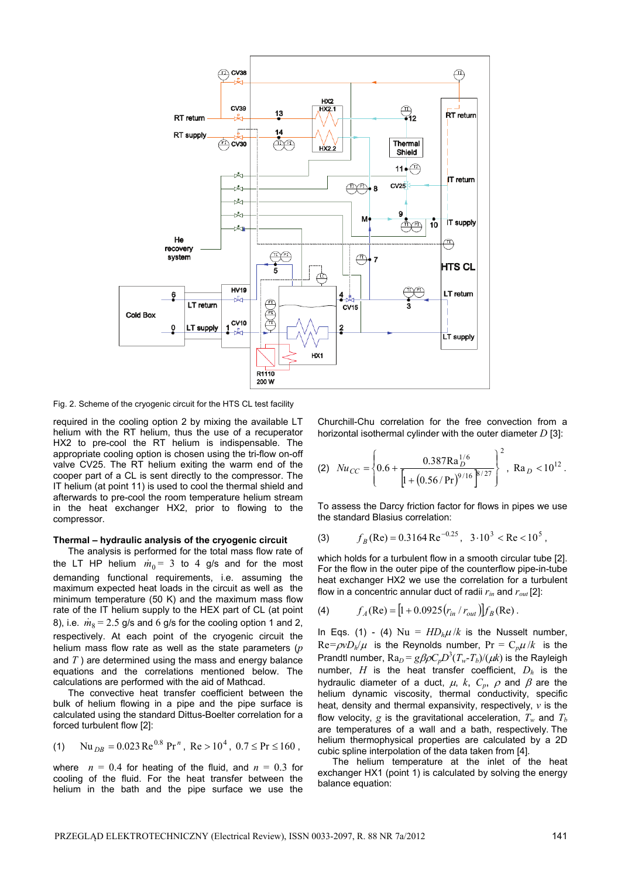Fig. 2. Scheme of the cryogenic circuit for the HTS CL test facility

required in the cooling option 2 by mixing the available LT helium with the RT helium, thus the use of a recuperator HX2 to pre-cool the RT helium is indispensable. The appropriate cooling option is chosen using the tri-flow on-off valve CV25. The RT helium exiting the warm end of the cooper part of a CL is sent directly to the compressor. The IT helium (at point 11) is used to cool the thermal shield and afterwards to pre-cool the room temperature helium stream in the heat exchanger HX2, prior to flowing to the compressor.

### Thermal – hydraulic analysis of the cryogenic circuit

The analysis is performed for the total mass flow rate of the LT HP helium $\dot{m}_0 = 3$ to 4 g/s and for the most demanding functional requirements, i.e. assuming the maximum expected heat loads in the circuit as well as the minimum temperature (50 K) and the maximum mass flow rate of the IT helium supply to the HEX part of CL (at point 8), i.e. $\dot{m}_8 = 2.5$ g/s and 6 g/s for the cooling option 1 and 2, respectively. At each point of the cryogenic circuit the helium mass flow rate as well as the state parameters ($p$ and $T$) are determined using the mass and energy balance equations and the correlations mentioned below. The calculations are performed with the aid of Mathcad.

The convective heat transfer coefficient between the bulk of helium flowing in a pipe and the pipe surface is calculated using the standard Dittus-Boelter correlation for a forced turbulent flow [2]:

$$\text{(1)} \qquad \mathrm{Nu}_{DB} = 0.023\,\mathrm{Re}^{0.8}\,\mathrm{Pr}^{n}, \quad \mathrm{Re} > 10^4, \; 0.7 \le \mathrm{Pr} \le 160,$$

where $n$ = 0.4 for heating of the fluid, and $n$ = 0.3 for cooling of the fluid. For the heat transfer between the helium in the bath and the pipe surface we use the Churchill-Chu correlation for the free convection from a horizontal isothermal cylinder with the outer diameter $D$ [3]:

$$\text{(2)} \quad Nu_{CC} = \left\{ 0.6 + \frac{0.387\,\mathrm{Ra}_D^{1/6}}{\left[1 + (0.56/\mathrm{Pr})^{9/16}\right]^{8/27}} \right\}^2, \quad \mathrm{Ra}_D < 10^{12}.$$

To assess the Darcy friction factor for flows in pipes we use the standard Blasius correlation:

$$\text{(3)} \qquad f_B(\mathrm{Re}) = 0.3164\,\mathrm{Re}^{-0.25}, \quad 3 \cdot 10^3 < \mathrm{Re} < 10^5,$$

which holds for a turbulent flow in a smooth circular tube [2]. For the flow in the outer pipe of the counterflow pipe-in-tube heat exchanger HX2 we use the correlation for a turbulent flow in a concentric annular duct of radii $r_{in}$ and $r_{out}$ [2]:

$$\text{(4)} \qquad f_A(\mathrm{Re}) = \left[1 + 0.0925\left(r_{in}/r_{out}\right)\right] f_B(\mathrm{Re}).$$

In Eqs. (1) - (4) $\mathrm{Nu} = HD_h/k$ is the Nusselt number, $\mathrm{Re} = \rho v D_h/\mu$ is the Reynolds number, $\mathrm{Pr} = C_p\mu/k$ is the Prandtl number, $\mathrm{Ra}_D = g\beta\rho C_p D^3(T_w - T_b)/(\mu k)$ is the Rayleigh number, $H$ is the heat transfer coefficient, $D_h$ is the hydraulic diameter of a duct, $\mu$, $k$, $C_p$, $\rho$ and $\beta$ are the helium dynamic viscosity, thermal conductivity, specific heat, density and thermal expansivity, respectively, $v$ is the flow velocity, $g$ is the gravitational acceleration, $T_w$ and $T_b$ are temperatures of a wall and a bath, respectively. The helium thermophysical properties are calculated by a 2D cubic spline interpolation of the data taken from [4].

The helium temperature at the inlet of the heat exchanger HX1 (point 1) is calculated by solving the energy balance equation: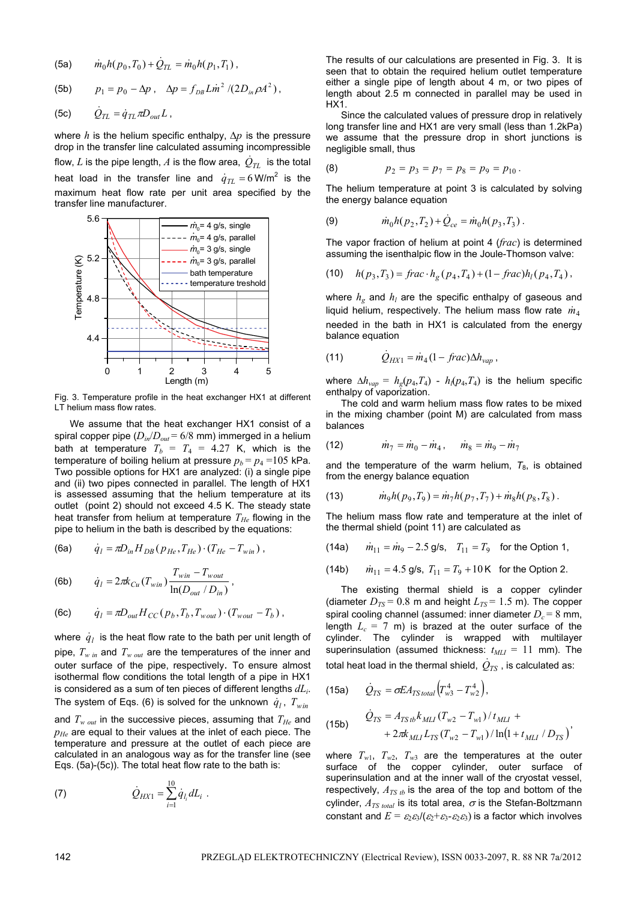(5a) $$\dot{m}_0 h(p_0, T_0) + \dot{Q}_{TL} = \dot{m}_0 h(p_1, T_1)\,,$$

(5b) $$p_1 = p_0 - \Delta p\,,\quad \Delta p = f_{DB} L \dot{m}^2 / (2 D_{in} \rho A^2)\,,$$

(5c) $$\dot{Q}_{TL} = \dot{q}_{TL} \pi D_{out} L\,,$$

where $h$ is the helium specific enthalpy, $\Delta p$ is the pressure drop in the transfer line calculated assuming incompressible flow, $L$ is the pipe length, $A$ is the flow area, $\dot{Q}_{TL}$ is the total heat load in the transfer line and $\dot{q}_{TL} = 6\,\text{W/m}^2$ is the maximum heat flow rate per unit area specified by the transfer line manufacturer.

Fig. 3. Temperature profile in the heat exchanger HX1 at different LT helium mass flow rates.

We assume that the heat exchanger HX1 consist of a spiral copper pipe ($D_{in}/D_{out}$ = 6/8 mm) immerged in a helium bath at temperature $T_b$ = $T_4$ = 4.27 K, which is the temperature of boiling helium at pressure $p_b = p_4$ =105 kPa. Two possible options for HX1 are analyzed: (i) a single pipe and (ii) two pipes connected in parallel. The length of HX1 is assessed assuming that the helium temperature at its outlet (point 2) should not exceed 4.5 K. The steady state heat transfer from helium at temperature $T_{He}$ flowing in the pipe to helium in the bath is described by the equations:

(6a) $$\dot{q}_l = \pi D_{in} H_{DB}(p_{He}, T_{He}) \cdot (T_{He} - T_{win})\,,$$

(6b) $$\dot{q}_l = 2\pi k_{Cu}(T_{win}) \frac{T_{win} - T_{wout}}{\ln(D_{out}/D_{in})}\,,$$

(6c) $$\dot{q}_l = \pi D_{out} H_{CC}(p_b, T_b, T_{wout}) \cdot (T_{wout} - T_b)\,,$$

where $\dot{q}_l$ is the heat flow rate to the bath per unit length of pipe, $T_{w\,in}$ and $T_{w\,out}$ are the temperatures of the inner and outer surface of the pipe, respectively. To ensure almost isothermal flow conditions the total length of a pipe in HX1 is considered as a sum of ten pieces of different lengths $dL_i$. The system of Eqs. (6) is solved for the unknown $\dot{q}_l$, $T_{win}$ and $T_{w\,out}$ in the successive pieces, assuming that $T_{He}$ and $p_{He}$ are equal to their values at the inlet of each piece. The temperature and pressure at the outlet of each piece are calculated in an analogous way as for the transfer line (see Eqs. (5a)-(5c)). The total heat flow rate to the bath is:

(7) $$\dot{Q}_{HX1} = \sum_{i=1}^{10} \dot{q}_{l_i} dL_i\,.$$

The results of our calculations are presented in Fig. 3. It is seen that to obtain the required helium outlet temperature either a single pipe of length about 4 m, or two pipes of length about 2.5 m connected in parallel may be used in HX1.

Since the calculated values of pressure drop in relatively long transfer line and HX1 are very small (less than 1.2kPa) we assume that the pressure drop in short junctions is negligible small, thus

(8) $$p_2 = p_3 = p_7 = p_8 = p_9 = p_{10}\,.$$

The helium temperature at point 3 is calculated by solving the energy balance equation

(9) $$\dot{m}_0 h(p_2, T_2) + \dot{Q}_{ce} = \dot{m}_0 h(p_3, T_3)\,.$$

The vapor fraction of helium at point 4 (*frac*) is determined assuming the isenthalpic flow in the Joule-Thomson valve:

(10) $$h(p_3, T_3) = frac \cdot h_g(p_4, T_4) + (1 - frac) h_l(p_4, T_4)\,,$$

where $h_g$ and $h_l$ are the specific enthalpy of gaseous and liquid helium, respectively. The helium mass flow rate $\dot{m}_4$ needed in the bath in HX1 is calculated from the energy balance equation

(11) $$\dot{Q}_{HX1} = \dot{m}_4 (1 - frac) \Delta h_{vap}\,,$$

where $\Delta h_{vap}$ = $h_g(p_4,T_4)$ - $h_l(p_4,T_4)$ is the helium specific enthalpy of vaporization.

The cold and warm helium mass flow rates to be mixed in the mixing chamber (point M) are calculated from mass balances

(12) $$\dot{m}_7 = \dot{m}_0 - \dot{m}_4\,,\qquad \dot{m}_8 = \dot{m}_9 - \dot{m}_7$$

and the temperature of the warm helium, $T_8$, is obtained from the energy balance equation

(13) $$\dot{m}_9 h(p_9, T_9) = \dot{m}_7 h(p_7, T_7) + \dot{m}_8 h(p_8, T_8)\,.$$

The helium mass flow rate and temperature at the inlet of the thermal shield (point 11) are calculated as

(14a) $$\dot{m}_{11} = \dot{m}_9 - 2.5\ \text{g/s},\quad T_{11} = T_9 \quad \text{for the Option 1,}$$

(14b) $$\dot{m}_{11} = 4.5\ \text{g/s},\ T_{11} = T_9 + 10\,\text{K} \quad \text{for the Option 2.}$$

The existing thermal shield is a copper cylinder (diameter $D_{TS}$ = 0.8 m and height $L_{TS}$ = 1.5 m). The copper spiral cooling channel (assumed: inner diameter $D_c$ = 8 mm, length $L_c$ = 7 m) is brazed at the outer surface of the cylinder. The cylinder is wrapped with multilayer superinsulation (assumed thickness: $t_{MLI}$ = 11 mm). The total heat load in the thermal shield, $\dot{Q}_{TS}$, is calculated as:

(15a) $$\dot{Q}_{TS} = \sigma E A_{TS\,total}\left(T_{w3}^4 - T_{w2}^4\right),$$

(15b) $$\dot{Q}_{TS} = A_{TS\,tb} k_{MLI}(T_{w2} - T_{w1}) / t_{MLI} + 2\pi k_{MLI} L_{TS} (T_{w2} - T_{w1}) / \ln(1 + t_{MLI}/D_{TS}),$$

where $T_{w1}$, $T_{w2}$, $T_{w3}$ are the temperatures at the outer surface of the copper cylinder, outer surface of superinsulation and at the inner wall of the cryostat vessel, respectively, $A_{TS\,tb}$ is the area of the top and bottom of the cylinder, $A_{TS\,total}$ is its total area, $\sigma$ is the Stefan-Boltzmann constant and $E = \varepsilon_2\varepsilon_3/(\varepsilon_2+\varepsilon_3-\varepsilon_2\varepsilon_3)$ is a factor which involves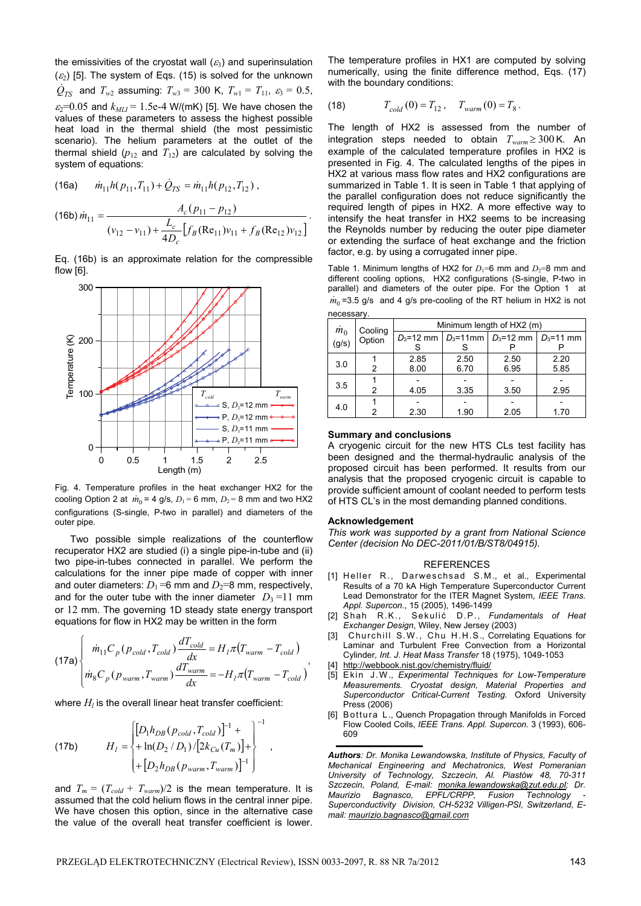the emissivities of the cryostat wall ($\varepsilon_3$) and superinsulation ($\varepsilon_2$) [5]. The system of Eqs. (15) is solved for the unknown $\dot{Q}_{TS}$ and $T_{w2}$ assuming: $T_{w3}$ = 300 K, $T_{w1} = T_{11}$, $\varepsilon_3$ = 0.5, $\varepsilon_2$=0.05 and $k_{MLI}$ = 1.5e-4 W/(mK) [5]. We have chosen the values of these parameters to assess the highest possible heat load in the thermal shield (the most pessimistic scenario). The helium parameters at the outlet of the thermal shield ($p_{12}$ and $T_{12}$) are calculated by solving the system of equations:

$$\text{(16a)} \quad \dot{m}_{11} h(p_{11}, T_{11}) + \dot{Q}_{TS} = \dot{m}_{11} h(p_{12}, T_{12}) \,,$$

$$\text{(16b)} \; \dot{m}_{11} = \frac{A_c (p_{11} - p_{12})}{(v_{12} - v_{11}) + \dfrac{L_c}{4D_c}\left[ f_B(\mathrm{Re}_{11}) v_{11} + f_B(\mathrm{Re}_{12}) v_{12} \right]} \,.$$

Eq. (16b) is an approximate relation for the compressible flow [6].

300
200
100
0
Temperature (K)
0 0.5 1 1.5 2 2.5
Length (m)
$T_{cold}$ $T_{warm}$
S, $D_3$=12 mm
P, $D_3$=12 mm
S, $D_3$=11 mm
P, $D_3$=11 mm

Fig. 4. Temperature profiles in the heat exchanger HX2 for the cooling Option 2 at $\dot{m}_0$ = 4 g/s, $D_1$ = 6 mm, $D_2$ = 8 mm and two HX2 configurations (S-single, P-two in parallel) and diameters of the outer pipe.

Two possible simple realizations of the counterflow recuperator HX2 are studied (i) a single pipe-in-tube and (ii) two pipe-in-tubes connected in parallel. We perform the calculations for the inner pipe made of copper with inner and outer diameters: $D_1$ =6 mm and $D_2$=8 mm, respectively, and for the outer tube with the inner diameter $D_3$ =11 mm or 12 mm. The governing 1D steady state energy transport equations for flow in HX2 may be written in the form

$$\text{(17a)} \begin{cases} \dot{m}_{11} C_p (p_{cold}, T_{cold}) \dfrac{dT_{cold}}{dx} = H_l \pi (T_{warm} - T_{cold}) \\ \dot{m}_8 C_p (p_{warm}, T_{warm}) \dfrac{dT_{warm}}{dx} = -H_l \pi (T_{warm} - T_{cold}) \end{cases},$$

where $H_l$ is the overall linear heat transfer coefficient:

$$\text{(17b)} \qquad H_l = \begin{Bmatrix} \left[ D_1 h_{DB}(p_{cold}, T_{cold}) \right]^{-1} + \\ + \ln(D_2/D_1) / \left[ 2k_{Cu}(T_m) \right] + \\ + \left[ D_2 h_{DB}(p_{warm}, T_{warm}) \right]^{-1} \end{Bmatrix}^{-1},$$

and $T_m = (T_{cold} + T_{warm})/2$ is the mean temperature. It is assumed that the cold helium flows in the central inner pipe. We have chosen this option, since in the alternative case the value of the overall heat transfer coefficient is lower.

The temperature profiles in HX1 are computed by solving numerically, using the finite difference method, Eqs. (17) with the boundary conditions:

$$\text{(18)} \qquad T_{cold}(0) = T_{12} \,, \quad T_{warm}(0) = T_8 \,.$$

The length of HX2 is assessed from the number of integration steps needed to obtain $T_{warm} \geq 300$ K. An example of the calculated temperature profiles in HX2 is presented in Fig. 4. The calculated lengths of the pipes in HX2 at various mass flow rates and HX2 configurations are summarized in Table 1. It is seen in Table 1 that applying of the parallel configuration does not reduce significantly the required length of pipes in HX2. A more effective way to intensify the heat transfer in HX2 seems to be increasing the Reynolds number by reducing the outer pipe diameter or extending the surface of heat exchange and the friction factor, e.g. by using a corrugated inner pipe.

Table 1. Minimum lengths of HX2 for $D_1$=6 mm and $D_2$=8 mm and different cooling options, HX2 configurations (S-single, P-two in parallel) and diameters of the outer pipe. For the Option 1 at $\dot{m}_0$ =3.5 g/s and 4 g/s pre-cooling of the RT helium in HX2 is not necessary.

| $\dot{m}_0$ (g/s) | Cooling Option | Minimum length of HX2 (m) | | | |
|---|---|---|---|---|---|
| | | $D_3$=12 mm S | $D_3$=11mm S | $D_3$=12 mm P | $D_3$=11 mm P |
| 3.0 | 1 | 2.85 | 2.50 | 2.50 | 2.20 |
| | 2 | 8.00 | 6.70 | 6.95 | 5.85 |
| 3.5 | 1 | - | - | - | - |
| | 2 | 4.05 | 3.35 | 3.50 | 2.95 |
| 4.0 | 1 | - | - | - | - |
| | 2 | 2.30 | 1.90 | 2.05 | 1.70 |

## Summary and conclusions

A cryogenic circuit for the new HTS CLs test facility has been designed and the thermal-hydraulic analysis of the proposed circuit has been performed. It results from our analysis that the proposed cryogenic circuit is capable to provide sufficient amount of coolant needed to perform tests of HTS CL's in the most demanding planned conditions.

## Acknowledgement

*This work was supported by a grant from National Science Center (decision No DEC-2011/01/B/ST8/04915).*

## REFERENCES

[1] Heller R., Darweschsad S.M., et al., Experimental Results of a 70 kA High Temperature Superconductor Current Lead Demonstrator for the ITER Magnet System, *IEEE Trans. Appl. Supercon.*, 15 (2005), 1496-1499

[2] Shah R.K., Sekulić D.P., *Fundamentals of Heat Exchanger Design*, Wiley, New Jersey (2003)

[3] Churchill S.W., Chu H.H.S., Correlating Equations for Laminar and Turbulent Free Convection from a Horizontal Cylinder, *Int. J. Heat Mass Transfer* 18 (1975), 1049-1053

[4] http://webbook.nist.gov/chemistry/fluid/

[5] Ekin J.W., *Experimental Techniques for Low-Temperature Measurements. Cryostat design, Material Properties and Superconductor Critical-Current Testing.* Oxford University Press (2006)

[6] Bottura L., Quench Propagation through Manifolds in Forced Flow Cooled Coils, *IEEE Trans. Appl. Supercon.* 3 (1993), 606-609

***Authors**: Dr. Monika Lewandowska, Institute of Physics, Faculty of Mechanical Engineering and Mechatronics, West Pomeranian University of Technology, Szczecin, Al. Piastów 48, 70-311 Szczecin, Poland, E-mail: monika.lewandowska@zut.edu.pl; Dr. Maurizio Bagnasco, EPFL/CRPP, Fusion Technology - Superconductivity Division, CH-5232 Villigen-PSI, Switzerland, E-mail: maurizio.bagnasco@gmail.com*